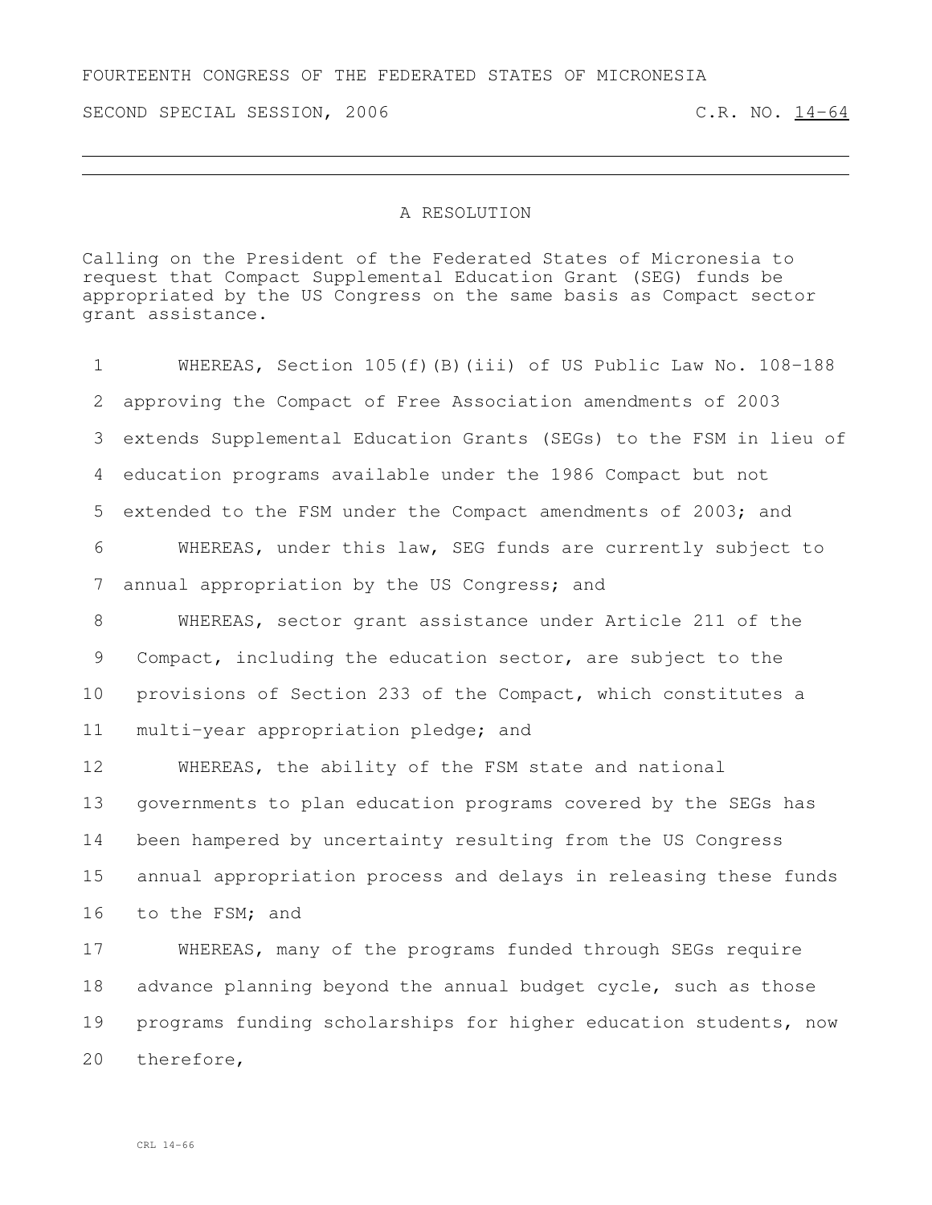FOURTEENTH CONGRESS OF THE FEDERATED STATES OF MICRONESIA

SECOND SPECIAL SESSION, 2006 C.R. NO. 14-64

# A RESOLUTION

Calling on the President of the Federated States of Micronesia to request that Compact Supplemental Education Grant (SEG) funds be appropriated by the US Congress on the same basis as Compact sector grant assistance.

1 WHEREAS, Section 105(f)(B)(iii) of US Public Law No. 108-188
2 approving the Compact of Free Association amendments of 2003
3 extends Supplemental Education Grants (SEGs) to the FSM in lieu of
4 education programs available under the 1986 Compact but not
5 extended to the FSM under the Compact amendments of 2003; and
6 WHEREAS, under this law, SEG funds are currently subject to
7 annual appropriation by the US Congress; and
8 WHEREAS, sector grant assistance under Article 211 of the
9 Compact, including the education sector, are subject to the
10 provisions of Section 233 of the Compact, which constitutes a
11 multi-year appropriation pledge; and
12 WHEREAS, the ability of the FSM state and national
13 governments to plan education programs covered by the SEGs has
14 been hampered by uncertainty resulting from the US Congress
15 annual appropriation process and delays in releasing these funds
16 to the FSM; and
17 WHEREAS, many of the programs funded through SEGs require
18 advance planning beyond the annual budget cycle, such as those
19 programs funding scholarships for higher education students, now
20 therefore,

CRL 14-66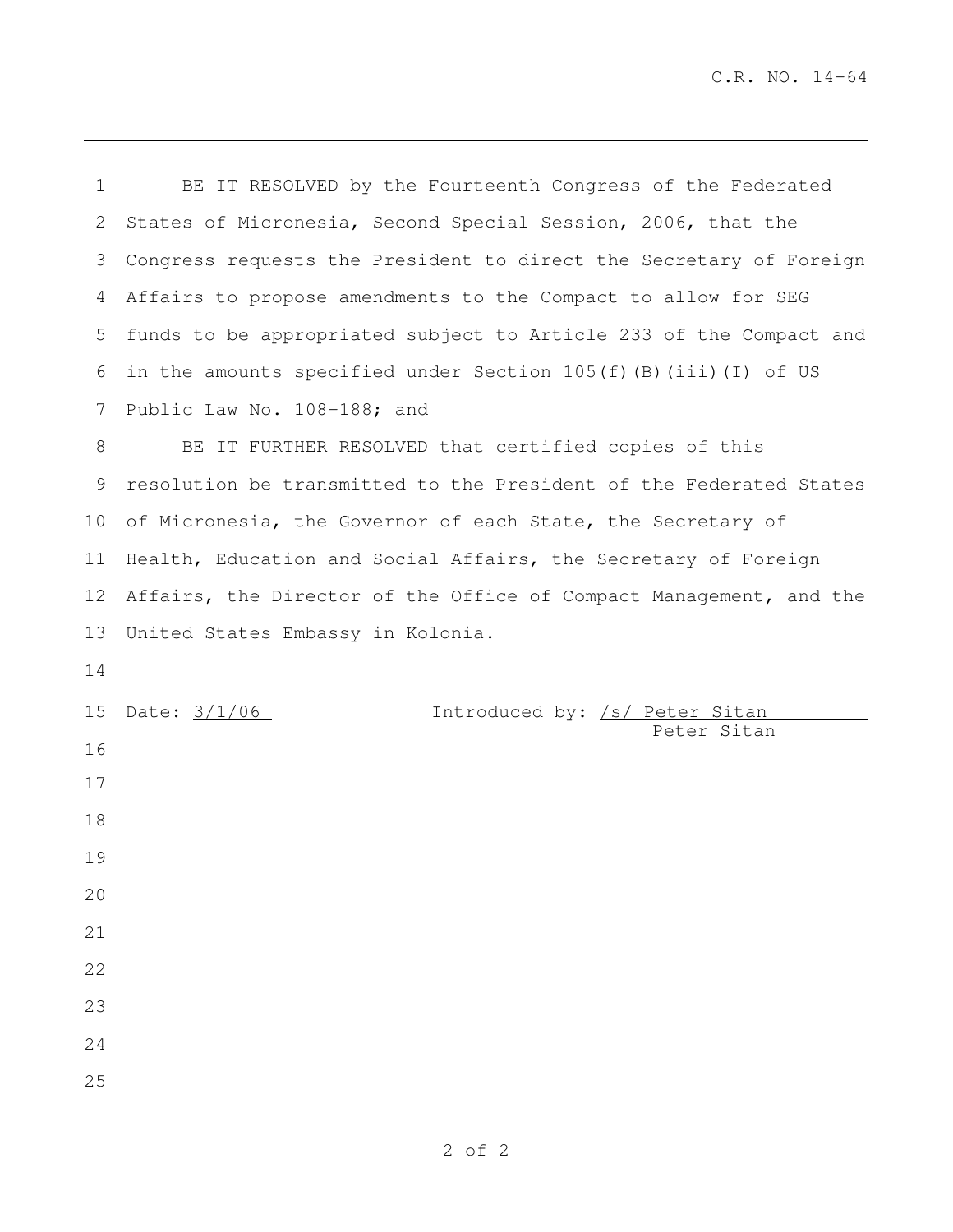C.R. NO. 14-64

BE IT RESOLVED by the Fourteenth Congress of the Federated States of Micronesia, Second Special Session, 2006, that the Congress requests the President to direct the Secretary of Foreign Affairs to propose amendments to the Compact to allow for SEG funds to be appropriated subject to Article 233 of the Compact and in the amounts specified under Section 105(f)(B)(iii)(I) of US Public Law No. 108-188; and

BE IT FURTHER RESOLVED that certified copies of this resolution be transmitted to the President of the Federated States of Micronesia, the Governor of each State, the Secretary of Health, Education and Social Affairs, the Secretary of Foreign Affairs, the Director of the Office of Compact Management, and the United States Embassy in Kolonia.

Date: 3/1/06

Introduced by: /s/ Peter Sitan
Peter Sitan